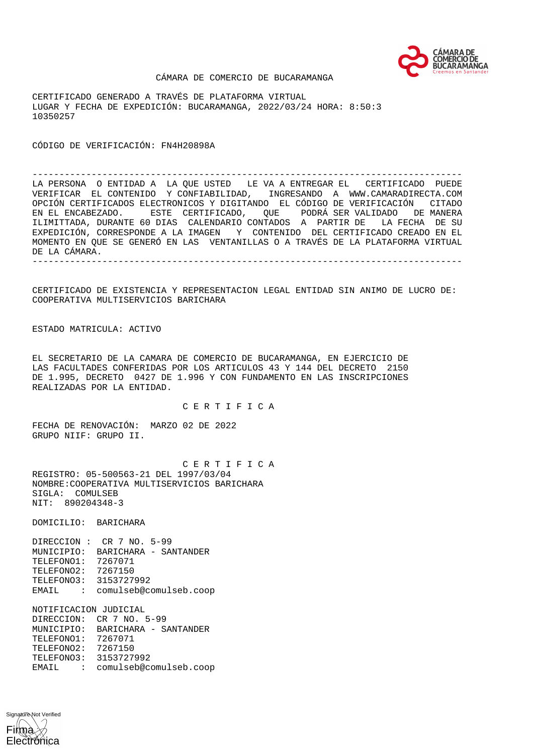CÁMARA DE COMERCIO DE BUCARAMANGA

CERTIFICADO GENERADO A TRAVÉS DE PLATAFORMA VIRTUAL
LUGAR Y FECHA DE EXPEDICIÓN: BUCARAMANGA, 2022/03/24 HORA: 8:50:3
10350257

CÓDIGO DE VERIFICACIÓN: FN4H20898A

---

LA PERSONA O ENTIDAD A LA QUE USTED LE VA A ENTREGAR EL CERTIFICADO PUEDE VERIFICAR EL CONTENIDO Y CONFIABILIDAD, INGRESANDO A WWW.CAMARADIRECTA.COM OPCIÓN CERTIFICADOS ELECTRONICOS Y DIGITANDO EL CÓDIGO DE VERIFICACIÓN CITADO EN EL ENCABEZADO. ESTE CERTIFICADO, QUE PODRÁ SER VALIDADO DE MANERA ILIMITTADA, DURANTE 60 DIAS CALENDARIO CONTADOS A PARTIR DE LA FECHA DE SU EXPEDICIÓN, CORRESPONDE A LA IMAGEN Y CONTENIDO DEL CERTIFICADO CREADO EN EL MOMENTO EN QUE SE GENERÓ EN LAS VENTANILLAS O A TRAVÉS DE LA PLATAFORMA VIRTUAL DE LA CÁMARA.

---

CERTIFICADO DE EXISTENCIA Y REPRESENTACION LEGAL ENTIDAD SIN ANIMO DE LUCRO DE:
COOPERATIVA MULTISERVICIOS BARICHARA

ESTADO MATRICULA: ACTIVO

EL SECRETARIO DE LA CAMARA DE COMERCIO DE BUCARAMANGA, EN EJERCICIO DE LAS FACULTADES CONFERIDAS POR LOS ARTICULOS 43 Y 144 DEL DECRETO 2150 DE 1.995, DECRETO 0427 DE 1.996 Y CON FUNDAMENTO EN LAS INSCRIPCIONES REALIZADAS POR LA ENTIDAD.

C E R T I F I C A

FECHA DE RENOVACIÓN: MARZO 02 DE 2022
GRUPO NIIF: GRUPO II.

C E R T I F I C A

REGISTRO: 05-500563-21 DEL 1997/03/04
NOMBRE:COOPERATIVA MULTISERVICIOS BARICHARA
SIGLA: COMULSEB
NIT: 890204348-3

DOMICILIO: BARICHARA

DIRECCION : CR 7 NO. 5-99
MUNICIPIO: BARICHARA - SANTANDER
TELEFONO1: 7267071
TELEFONO2: 7267150
TELEFONO3: 3153727992
EMAIL : comulseb@comulseb.coop

NOTIFICACION JUDICIAL
DIRECCION: CR 7 NO. 5-99
MUNICIPIO: BARICHARA - SANTANDER
TELEFONO1: 7267071
TELEFONO2: 7267150
TELEFONO3: 3153727992
EMAIL : comulseb@comulseb.coop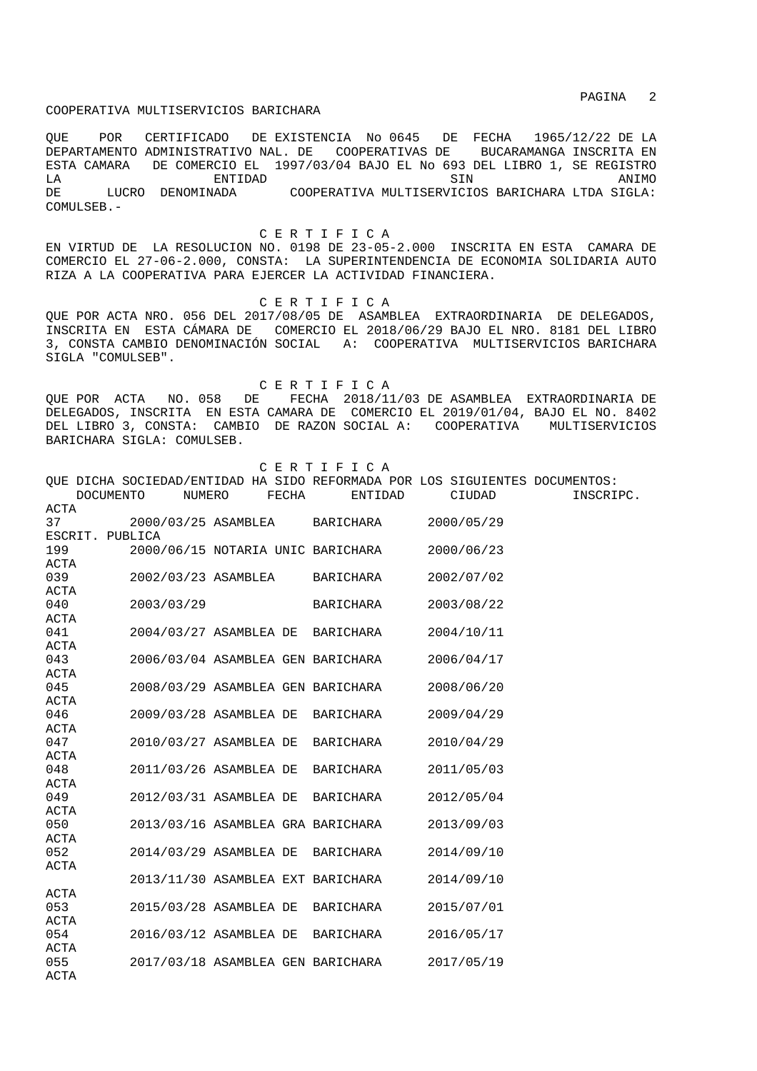COOPERATIVA MULTISERVICIOS BARICHARA

QUE POR CERTIFICADO DE EXISTENCIA No 0645 DE FECHA 1965/12/22 DE LA DEPARTAMENTO ADMINISTRATIVO NAL. DE COOPERATIVAS DE BUCARAMANGA INSCRITA EN ESTA CAMARA DE COMERCIO EL 1997/03/04 BAJO EL No 693 DEL LIBRO 1, SE REGISTRO LA ENTIDAD SIN ANIMO DE LUCRO DENOMINADA COOPERATIVA MULTISERVICIOS BARICHARA LTDA SIGLA: COMULSEB.-

C E R T I F I C A

EN VIRTUD DE LA RESOLUCION NO. 0198 DE 23-05-2.000 INSCRITA EN ESTA CAMARA DE COMERCIO EL 27-06-2.000, CONSTA: LA SUPERINTENDENCIA DE ECONOMIA SOLIDARIA AUTO RIZA A LA COOPERATIVA PARA EJERCER LA ACTIVIDAD FINANCIERA.

C E R T I F I C A

QUE POR ACTA NRO. 056 DEL 2017/08/05 DE ASAMBLEA EXTRAORDINARIA DE DELEGADOS, INSCRITA EN ESTA CÁMARA DE COMERCIO EL 2018/06/29 BAJO EL NRO. 8181 DEL LIBRO 3, CONSTA CAMBIO DENOMINACIÓN SOCIAL A: COOPERATIVA MULTISERVICIOS BARICHARA SIGLA "COMULSEB".

C E R T I F I C A

QUE POR ACTA NO. 058 DE FECHA 2018/11/03 DE ASAMBLEA EXTRAORDINARIA DE DELEGADOS, INSCRITA EN ESTA CAMARA DE COMERCIO EL 2019/01/04, BAJO EL NO. 8402 DEL LIBRO 3, CONSTA: CAMBIO DE RAZON SOCIAL A: COOPERATIVA MULTISERVICIOS BARICHARA SIGLA: COMULSEB.

C E R T I F I C A

QUE DICHA SOCIEDAD/ENTIDAD HA SIDO REFORMADA POR LOS SIGUIENTES DOCUMENTOS:

| DOCUMENTO | NUMERO | FECHA | ENTIDAD | CIUDAD | INSCRIPC. |
|---|---|---|---|---|---|
| ACTA | 37 | 2000/03/25 | ASAMBLEA | BARICHARA | 2000/05/29 |
| ESCRIT. PUBLICA | 199 | 2000/06/15 | NOTARIA UNIC | BARICHARA | 2000/06/23 |
| ACTA | 039 | 2002/03/23 | ASAMBLEA | BARICHARA | 2002/07/02 |
| ACTA | 040 | 2003/03/29 | | BARICHARA | 2003/08/22 |
| ACTA | 041 | 2004/03/27 | ASAMBLEA DE | BARICHARA | 2004/10/11 |
| ACTA | 043 | 2006/03/04 | ASAMBLEA GEN | BARICHARA | 2006/04/17 |
| ACTA | 045 | 2008/03/29 | ASAMBLEA GEN | BARICHARA | 2008/06/20 |
| ACTA | 046 | 2009/03/28 | ASAMBLEA DE | BARICHARA | 2009/04/29 |
| ACTA | 047 | 2010/03/27 | ASAMBLEA DE | BARICHARA | 2010/04/29 |
| ACTA | 048 | 2011/03/26 | ASAMBLEA DE | BARICHARA | 2011/05/03 |
| ACTA | 049 | 2012/03/31 | ASAMBLEA DE | BARICHARA | 2012/05/04 |
| ACTA | 050 | 2013/03/16 | ASAMBLEA GRA | BARICHARA | 2013/09/03 |
| ACTA | 052 | 2014/03/29 | ASAMBLEA DE | BARICHARA | 2014/09/10 |
| ACTA | | 2013/11/30 | ASAMBLEA EXT | BARICHARA | 2014/09/10 |
| ACTA | 053 | 2015/03/28 | ASAMBLEA DE | BARICHARA | 2015/07/01 |
| ACTA | 054 | 2016/03/12 | ASAMBLEA DE | BARICHARA | 2016/05/17 |
| ACTA | 055 | 2017/03/18 | ASAMBLEA GEN | BARICHARA | 2017/05/19 |
| ACTA | | | | | |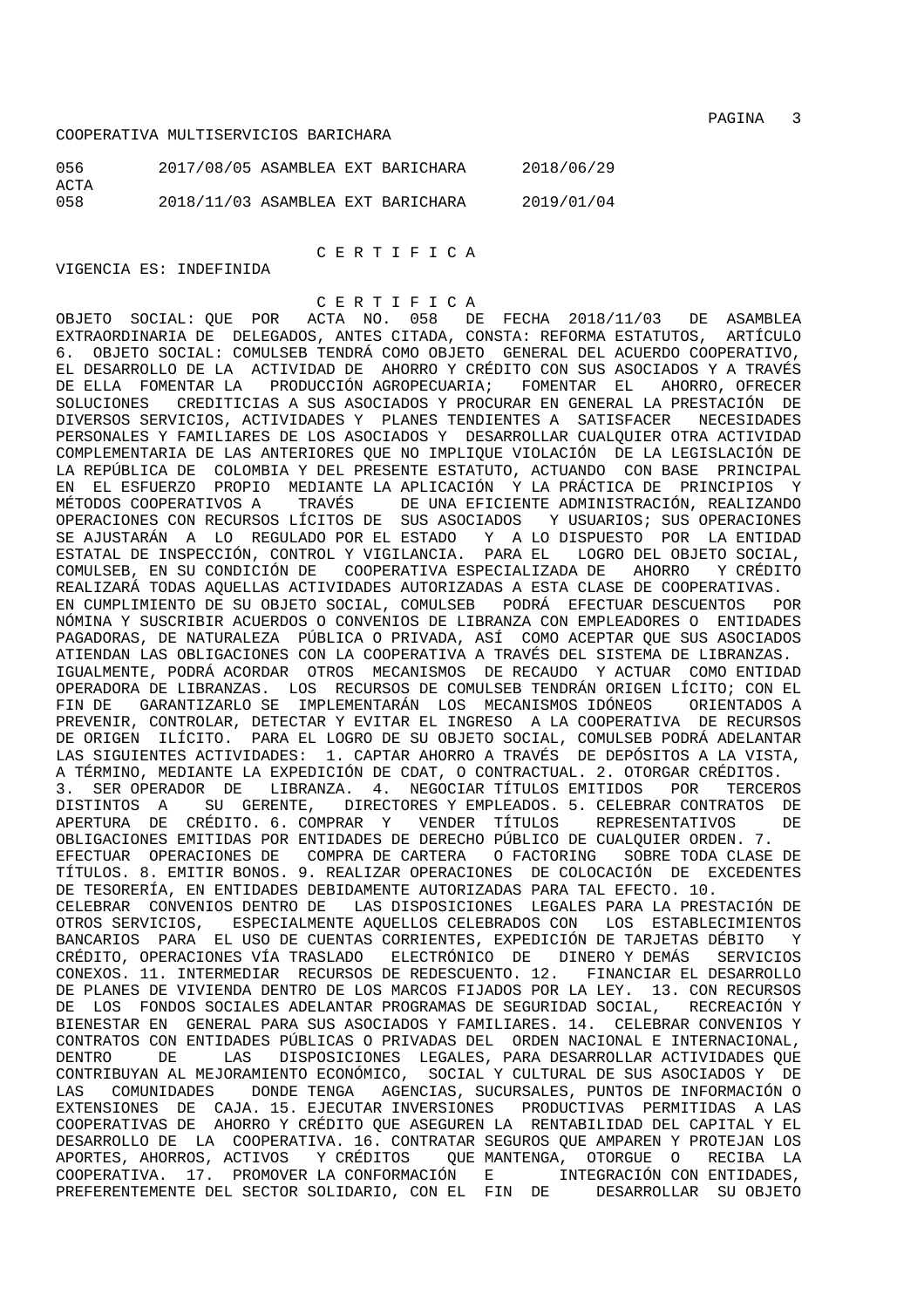COOPERATIVA MULTISERVICIOS BARICHARA

| | | | |
|---|---|---|---|
| 056 ACTA | 2017/08/05 | ASAMBLEA EXT BARICHARA | 2018/06/29 |
| 058 | 2018/11/03 | ASAMBLEA EXT BARICHARA | 2019/01/04 |

C E R T I F I C A

VIGENCIA ES: INDEFINIDA

C E R T I F I C A

OBJETO SOCIAL: QUE POR ACTA NO. 058 DE FECHA 2018/11/03 DE ASAMBLEA EXTRAORDINARIA DE DELEGADOS, ANTES CITADA, CONSTA: REFORMA ESTATUTOS, ARTÍCULO 6. OBJETO SOCIAL: COMULSEB TENDRÁ COMO OBJETO GENERAL DEL ACUERDO COOPERATIVO, EL DESARROLLO DE LA ACTIVIDAD DE AHORRO Y CRÉDITO CON SUS ASOCIADOS Y A TRAVÉS DE ELLA FOMENTAR LA PRODUCCIÓN AGROPECUARIA; FOMENTAR EL AHORRO, OFRECER SOLUCIONES CREDITICIAS A SUS ASOCIADOS Y PROCURAR EN GENERAL LA PRESTACIÓN DE DIVERSOS SERVICIOS, ACTIVIDADES Y PLANES TENDIENTES A SATISFACER NECESIDADES PERSONALES Y FAMILIARES DE LOS ASOCIADOS Y DESARROLLAR CUALQUIER OTRA ACTIVIDAD COMPLEMENTARIA DE LAS ANTERIORES QUE NO IMPLIQUE VIOLACIÓN DE LA LEGISLACIÓN DE LA REPÚBLICA DE COLOMBIA Y DEL PRESENTE ESTATUTO, ACTUANDO CON BASE PRINCIPAL EN EL ESFUERZO PROPIO MEDIANTE LA APLICACIÓN Y LA PRÁCTICA DE PRINCIPIOS Y MÉTODOS COOPERATIVOS A TRAVÉS DE UNA EFICIENTE ADMINISTRACIÓN, REALIZANDO OPERACIONES CON RECURSOS LÍCITOS DE SUS ASOCIADOS Y USUARIOS; SUS OPERACIONES SE AJUSTARÁN A LO REGULADO POR EL ESTADO Y A LO DISPUESTO POR LA ENTIDAD ESTATAL DE INSPECCIÓN, CONTROL Y VIGILANCIA. PARA EL LOGRO DEL OBJETO SOCIAL, COMULSEB, EN SU CONDICIÓN DE COOPERATIVA ESPECIALIZADA DE AHORRO Y CRÉDITO REALIZARÁ TODAS AQUELLAS ACTIVIDADES AUTORIZADAS A ESTA CLASE DE COOPERATIVAS. EN CUMPLIMIENTO DE SU OBJETO SOCIAL, COMULSEB PODRÁ EFECTUAR DESCUENTOS POR NÓMINA Y SUSCRIBIR ACUERDOS O CONVENIOS DE LIBRANZA CON EMPLEADORES O ENTIDADES PAGADORAS, DE NATURALEZA PÚBLICA O PRIVADA, ASÍ COMO ACEPTAR QUE SUS ASOCIADOS ATIENDAN LAS OBLIGACIONES CON LA COOPERATIVA A TRAVÉS DEL SISTEMA DE LIBRANZAS. IGUALMENTE, PODRÁ ACORDAR OTROS MECANISMOS DE RECAUDO Y ACTUAR COMO ENTIDAD OPERADORA DE LIBRANZAS. LOS RECURSOS DE COMULSEB TENDRÁN ORIGEN LÍCITO; CON EL FIN DE GARANTIZARLO SE IMPLEMENTARÁN LOS MECANISMOS IDÓNEOS ORIENTADOS A PREVENIR, CONTROLAR, DETECTAR Y EVITAR EL INGRESO A LA COOPERATIVA DE RECURSOS DE ORIGEN ILÍCITO. PARA EL LOGRO DE SU OBJETO SOCIAL, COMULSEB PODRÁ ADELANTAR LAS SIGUIENTES ACTIVIDADES: 1. CAPTAR AHORRO A TRAVÉS DE DEPÓSITOS A LA VISTA, A TÉRMINO, MEDIANTE LA EXPEDICIÓN DE CDAT, O CONTRACTUAL. 2. OTORGAR CRÉDITOS. 3. SER OPERADOR DE LIBRANZA. 4. NEGOCIAR TÍTULOS EMITIDOS POR TERCEROS DISTINTOS A SU GERENTE, DIRECTORES Y EMPLEADOS. 5. CELEBRAR CONTRATOS DE APERTURA DE CRÉDITO. 6. COMPRAR Y VENDER TÍTULOS REPRESENTATIVOS DE OBLIGACIONES EMITIDAS POR ENTIDADES DE DERECHO PÚBLICO DE CUALQUIER ORDEN. 7. EFECTUAR OPERACIONES DE COMPRA DE CARTERA O FACTORING SOBRE TODA CLASE DE TÍTULOS. 8. EMITIR BONOS. 9. REALIZAR OPERACIONES DE COLOCACIÓN DE EXCEDENTES DE TESORERÍA, EN ENTIDADES DEBIDAMENTE AUTORIZADAS PARA TAL EFECTO. 10. CELEBRAR CONVENIOS DENTRO DE LAS DISPOSICIONES LEGALES PARA LA PRESTACIÓN DE OTROS SERVICIOS, ESPECIALMENTE AQUELLOS CELEBRADOS CON LOS ESTABLECIMIENTOS BANCARIOS PARA EL USO DE CUENTAS CORRIENTES, EXPEDICIÓN DE TARJETAS DÉBITO Y CRÉDITO, OPERACIONES VÍA TRASLADO ELECTRÓNICO DE DINERO Y DEMÁS SERVICIOS CONEXOS. 11. INTERMEDIAR RECURSOS DE REDESCUENTO. 12. FINANCIAR EL DESARROLLO DE PLANES DE VIVIENDA DENTRO DE LOS MARCOS FIJADOS POR LA LEY. 13. CON RECURSOS DE LOS FONDOS SOCIALES ADELANTAR PROGRAMAS DE SEGURIDAD SOCIAL, RECREACIÓN Y BIENESTAR EN GENERAL PARA SUS ASOCIADOS Y FAMILIARES. 14. CELEBRAR CONVENIOS Y CONTRATOS CON ENTIDADES PÚBLICAS O PRIVADAS DEL ORDEN NACIONAL E INTERNACIONAL, DENTRO DE LAS DISPOSICIONES LEGALES, PARA DESARROLLAR ACTIVIDADES QUE CONTRIBUYAN AL MEJORAMIENTO ECONÓMICO, SOCIAL Y CULTURAL DE SUS ASOCIADOS Y DE LAS COMUNIDADES DONDE TENGA AGENCIAS, SUCURSALES, PUNTOS DE INFORMACIÓN O EXTENSIONES DE CAJA. 15. EJECUTAR INVERSIONES PRODUCTIVAS PERMITIDAS A LAS COOPERATIVAS DE AHORRO Y CRÉDITO QUE ASEGUREN LA RENTABILIDAD DEL CAPITAL Y EL DESARROLLO DE LA COOPERATIVA. 16. CONTRATAR SEGUROS QUE AMPAREN Y PROTEJAN LOS APORTES, AHORROS, ACTIVOS Y CRÉDITOS QUE MANTENGA, OTORGUE O RECIBA LA COOPERATIVA. 17. PROMOVER LA CONFORMACIÓN E INTEGRACIÓN CON ENTIDADES, PREFERENTEMENTE DEL SECTOR SOLIDARIO, CON EL FIN DE DESARROLLAR SU OBJETO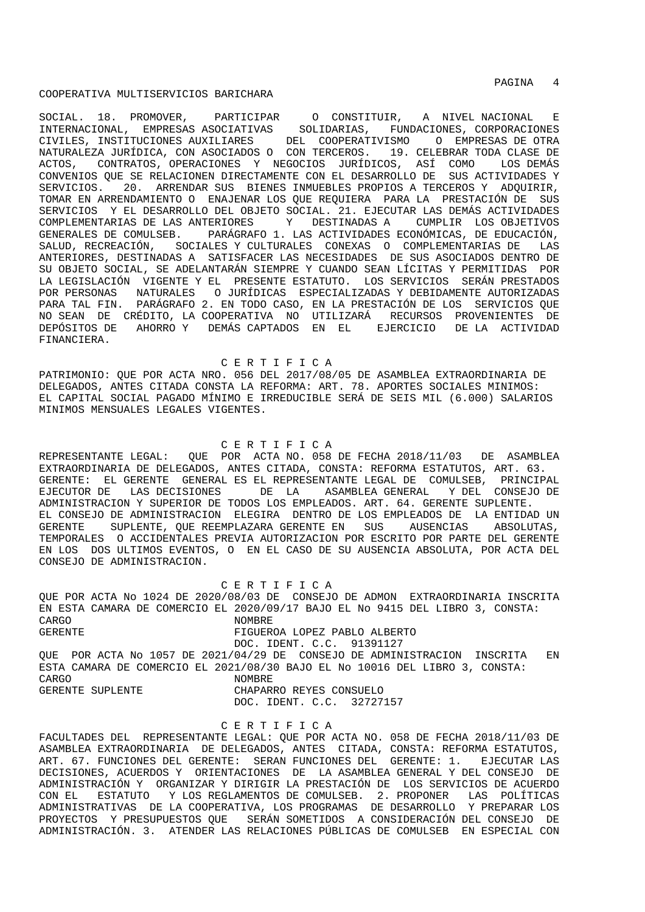SOCIAL. 18. PROMOVER, PARTICIPAR O CONSTITUIR, A NIVEL NACIONAL E INTERNACIONAL, EMPRESAS ASOCIATIVAS SOLIDARIAS, FUNDACIONES, CORPORACIONES CIVILES, INSTITUCIONES AUXILIARES DEL COOPERATIVISMO O EMPRESAS DE OTRA NATURALEZA JURÍDICA, CON ASOCIADOS O CON TERCEROS. 19. CELEBRAR TODA CLASE DE ACTOS, CONTRATOS, OPERACIONES Y NEGOCIOS JURÍDICOS, ASÍ COMO LOS DEMÁS CONVENIOS QUE SE RELACIONEN DIRECTAMENTE CON EL DESARROLLO DE SUS ACTIVIDADES Y SERVICIOS. 20. ARRENDAR SUS BIENES INMUEBLES PROPIOS A TERCEROS Y ADQUIRIR, TOMAR EN ARRENDAMIENTO O ENAJENAR LOS QUE REQUIERA PARA LA PRESTACIÓN DE SUS SERVICIOS Y EL DESARROLLO DEL OBJETO SOCIAL. 21. EJECUTAR LAS DEMÁS ACTIVIDADES COMPLEMENTARIAS DE LAS ANTERIORES Y DESTINADAS A CUMPLIR LOS OBJETIVOS GENERALES DE COMULSEB. PARÁGRAFO 1. LAS ACTIVIDADES ECONÓMICAS, DE EDUCACIÓN, SALUD, RECREACIÓN, SOCIALES Y CULTURALES CONEXAS O COMPLEMENTARIAS DE LAS ANTERIORES, DESTINADAS A SATISFACER LAS NECESIDADES DE SUS ASOCIADOS DENTRO DE SU OBJETO SOCIAL, SE ADELANTARÁN SIEMPRE Y CUANDO SEAN LÍCITAS Y PERMITIDAS POR LA LEGISLACIÓN VIGENTE Y EL PRESENTE ESTATUTO. LOS SERVICIOS SERÁN PRESTADOS POR PERSONAS NATURALES O JURÍDICAS ESPECIALIZADAS Y DEBIDAMENTE AUTORIZADAS PARA TAL FIN. PARÁGRAFO 2. EN TODO CASO, EN LA PRESTACIÓN DE LOS SERVICIOS QUE NO SEAN DE CRÉDITO, LA COOPERATIVA NO UTILIZARÁ RECURSOS PROVENIENTES DE DEPÓSITOS DE AHORRO Y DEMÁS CAPTADOS EN EL EJERCICIO DE LA ACTIVIDAD FINANCIERA.

C E R T I F I C A

PATRIMONIO: QUE POR ACTA NRO. 056 DEL 2017/08/05 DE ASAMBLEA EXTRAORDINARIA DE DELEGADOS, ANTES CITADA CONSTA LA REFORMA: ART. 78. APORTES SOCIALES MINIMOS: EL CAPITAL SOCIAL PAGADO MÍNIMO E IRREDUCIBLE SERÁ DE SEIS MIL (6.000) SALARIOS MINIMOS MENSUALES LEGALES VIGENTES.

C E R T I F I C A

REPRESENTANTE LEGAL: QUE POR ACTA NO. 058 DE FECHA 2018/11/03 DE ASAMBLEA EXTRAORDINARIA DE DELEGADOS, ANTES CITADA, CONSTA: REFORMA ESTATUTOS, ART. 63. GERENTE: EL GERENTE GENERAL ES EL REPRESENTANTE LEGAL DE COMULSEB, PRINCIPAL EJECUTOR DE LAS DECISIONES DE LA ASAMBLEA GENERAL Y DEL CONSEJO DE ADMINISTRACION Y SUPERIOR DE TODOS LOS EMPLEADOS. ART. 64. GERENTE SUPLENTE. EL CONSEJO DE ADMINISTRACION ELEGIRA DENTRO DE LOS EMPLEADOS DE LA ENTIDAD UN GERENTE SUPLENTE, QUE REEMPLAZARA GERENTE EN SUS AUSENCIAS ABSOLUTAS, TEMPORALES O ACCIDENTALES PREVIA AUTORIZACION POR ESCRITO POR PARTE DEL GERENTE EN LOS DOS ULTIMOS EVENTOS, O EN EL CASO DE SU AUSENCIA ABSOLUTA, POR ACTA DEL CONSEJO DE ADMINISTRACION.

C E R T I F I C A

QUE POR ACTA No 1024 DE 2020/08/03 DE CONSEJO DE ADMON EXTRAORDINARIA INSCRITA EN ESTA CAMARA DE COMERCIO EL 2020/09/17 BAJO EL No 9415 DEL LIBRO 3, CONSTA:

| CARGO | NOMBRE |
|---|---|
| GERENTE | FIGUEROA LOPEZ PABLO ALBERTO<br>DOC. IDENT. C.C. 91391127 |

QUE POR ACTA No 1057 DE 2021/04/29 DE CONSEJO DE ADMINISTRACION INSCRITA EN ESTA CAMARA DE COMERCIO EL 2021/08/30 BAJO EL No 10016 DEL LIBRO 3, CONSTA:

| CARGO | NOMBRE |
|---|---|
| GERENTE SUPLENTE | CHAPARRO REYES CONSUELO<br>DOC. IDENT. C.C. 32727157 |

C E R T I F I C A

FACULTADES DEL REPRESENTANTE LEGAL: QUE POR ACTA NO. 058 DE FECHA 2018/11/03 DE ASAMBLEA EXTRAORDINARIA DE DELEGADOS, ANTES CITADA, CONSTA: REFORMA ESTATUTOS, ART. 67. FUNCIONES DEL GERENTE: SERAN FUNCIONES DEL GERENTE: 1. EJECUTAR LAS DECISIONES, ACUERDOS Y ORIENTACIONES DE LA ASAMBLEA GENERAL Y DEL CONSEJO DE ADMINISTRACIÓN Y ORGANIZAR Y DIRIGIR LA PRESTACIÓN DE LOS SERVICIOS DE ACUERDO CON EL ESTATUTO Y LOS REGLAMENTOS DE COMULSEB. 2. PROPONER LAS POLÍTICAS ADMINISTRATIVAS DE LA COOPERATIVA, LOS PROGRAMAS DE DESARROLLO Y PREPARAR LOS PROYECTOS Y PRESUPUESTOS QUE SERÁN SOMETIDOS A CONSIDERACIÓN DEL CONSEJO DE ADMINISTRACIÓN. 3. ATENDER LAS RELACIONES PÚBLICAS DE COMULSEB EN ESPECIAL CON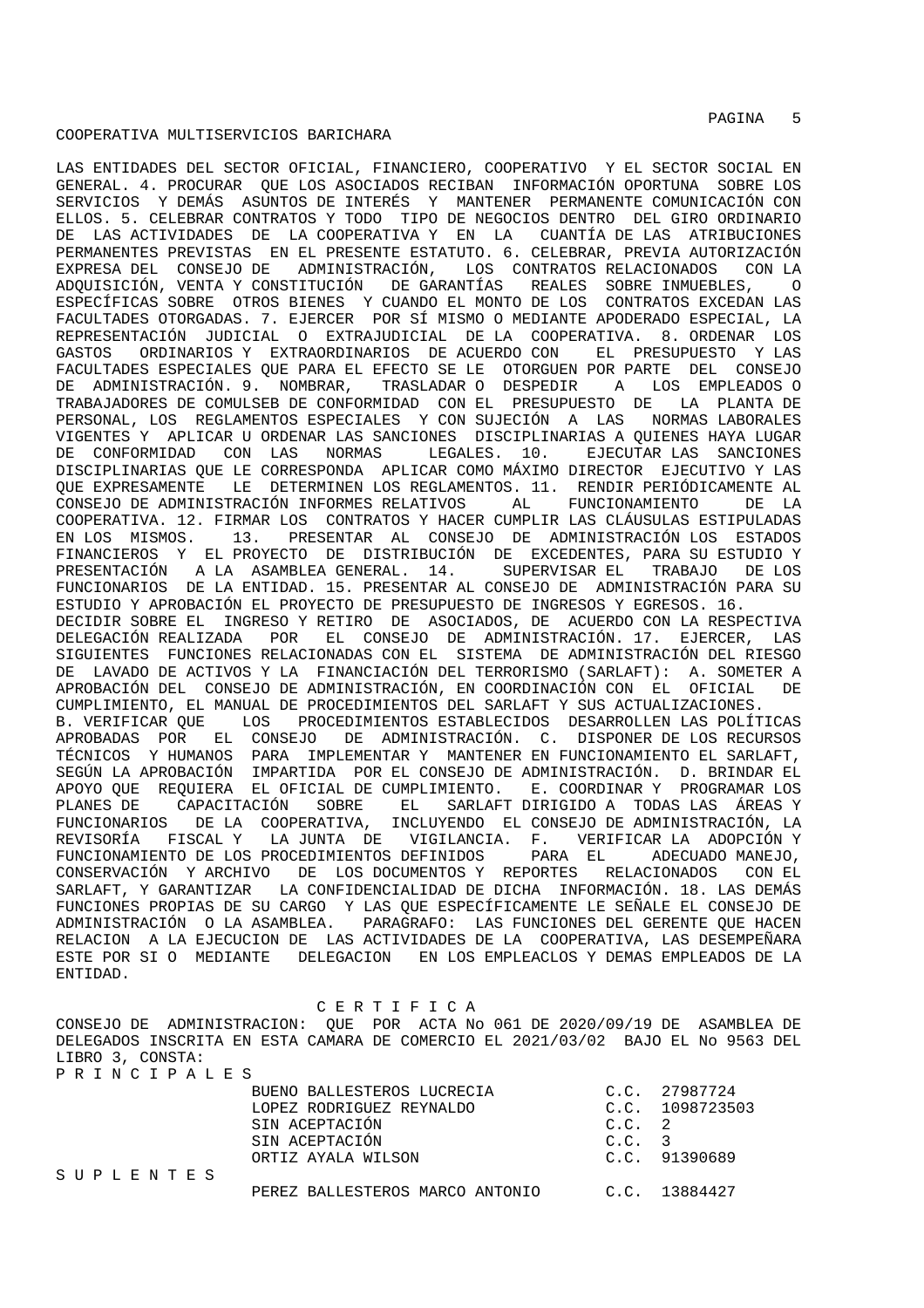LAS ENTIDADES DEL SECTOR OFICIAL, FINANCIERO, COOPERATIVO Y EL SECTOR SOCIAL EN GENERAL. 4. PROCURAR QUE LOS ASOCIADOS RECIBAN INFORMACIÓN OPORTUNA SOBRE LOS SERVICIOS Y DEMÁS ASUNTOS DE INTERÉS Y MANTENER PERMANENTE COMUNICACIÓN CON ELLOS. 5. CELEBRAR CONTRATOS Y TODO TIPO DE NEGOCIOS DENTRO DEL GIRO ORDINARIO DE LAS ACTIVIDADES DE LA COOPERATIVA Y EN LA CUANTÍA DE LAS ATRIBUCIONES PERMANENTES PREVISTAS EN EL PRESENTE ESTATUTO. 6. CELEBRAR, PREVIA AUTORIZACIÓN EXPRESA DEL CONSEJO DE ADMINISTRACIÓN, LOS CONTRATOS RELACIONADOS CON LA ADQUISICIÓN, VENTA Y CONSTITUCIÓN DE GARANTÍAS REALES SOBRE INMUEBLES, O ESPECÍFICAS SOBRE OTROS BIENES Y CUANDO EL MONTO DE LOS CONTRATOS EXCEDAN LAS FACULTADES OTORGADAS. 7. EJERCER POR SÍ MISMO O MEDIANTE APODERADO ESPECIAL, LA REPRESENTACIÓN JUDICIAL O EXTRAJUDICIAL DE LA COOPERATIVA. 8. ORDENAR LOS GASTOS ORDINARIOS Y EXTRAORDINARIOS DE ACUERDO CON EL PRESUPUESTO Y LAS FACULTADES ESPECIALES QUE PARA EL EFECTO SE LE OTORGUEN POR PARTE DEL CONSEJO DE ADMINISTRACIÓN. 9. NOMBRAR, TRASLADAR O DESPEDIR A LOS EMPLEADOS O TRABAJADORES DE COMULSEB DE CONFORMIDAD CON EL PRESUPUESTO DE LA PLANTA DE PERSONAL, LOS REGLAMENTOS ESPECIALES Y CON SUJECIÓN A LAS NORMAS LABORALES VIGENTES Y APLICAR U ORDENAR LAS SANCIONES DISCIPLINARIAS A QUIENES HAYA LUGAR DE CONFORMIDAD CON LAS NORMAS LEGALES. 10. EJECUTAR LAS SANCIONES DISCIPLINARIAS QUE LE CORRESPONDA APLICAR COMO MÁXIMO DIRECTOR EJECUTIVO Y LAS QUE EXPRESAMENTE LE DETERMINEN LOS REGLAMENTOS. 11. RENDIR PERIÓDICAMENTE AL CONSEJO DE ADMINISTRACIÓN INFORMES RELATIVOS AL FUNCIONAMIENTO DE LA COOPERATIVA. 12. FIRMAR LOS CONTRATOS Y HACER CUMPLIR LAS CLÁUSULAS ESTIPULADAS EN LOS MISMOS. 13. PRESENTAR AL CONSEJO DE ADMINISTRACIÓN LOS ESTADOS FINANCIEROS Y EL PROYECTO DE DISTRIBUCIÓN DE EXCEDENTES, PARA SU ESTUDIO Y PRESENTACIÓN A LA ASAMBLEA GENERAL. 14. SUPERVISAR EL TRABAJO DE LOS FUNCIONARIOS DE LA ENTIDAD. 15. PRESENTAR AL CONSEJO DE ADMINISTRACIÓN PARA SU ESTUDIO Y APROBACIÓN EL PROYECTO DE PRESUPUESTO DE INGRESOS Y EGRESOS. 16. DECIDIR SOBRE EL INGRESO Y RETIRO DE ASOCIADOS, DE ACUERDO CON LA RESPECTIVA DELEGACIÓN REALIZADA POR EL CONSEJO DE ADMINISTRACIÓN. 17. EJERCER, LAS SIGUIENTES FUNCIONES RELACIONADAS CON EL SISTEMA DE ADMINISTRACIÓN DEL RIESGO DE LAVADO DE ACTIVOS Y LA FINANCIACIÓN DEL TERRORISMO (SARLAFT): A. SOMETER A APROBACIÓN DEL CONSEJO DE ADMINISTRACIÓN, EN COORDINACIÓN CON EL OFICIAL DE CUMPLIMIENTO, EL MANUAL DE PROCEDIMIENTOS DEL SARLAFT Y SUS ACTUALIZACIONES.
B. VERIFICAR QUE LOS PROCEDIMIENTOS ESTABLECIDOS DESARROLLEN LAS POLÍTICAS APROBADAS POR EL CONSEJO DE ADMINISTRACIÓN. C. DISPONER DE LOS RECURSOS TÉCNICOS Y HUMANOS PARA IMPLEMENTAR Y MANTENER EN FUNCIONAMIENTO EL SARLAFT, SEGÚN LA APROBACIÓN IMPARTIDA POR EL CONSEJO DE ADMINISTRACIÓN. D. BRINDAR EL APOYO QUE REQUIERA EL OFICIAL DE CUMPLIMIENTO. E. COORDINAR Y PROGRAMAR LOS PLANES DE CAPACITACIÓN SOBRE EL SARLAFT DIRIGIDO A TODAS LAS ÁREAS Y FUNCIONARIOS DE LA COOPERATIVA, INCLUYENDO EL CONSEJO DE ADMINISTRACIÓN, LA REVISORÍA FISCAL Y LA JUNTA DE VIGILANCIA. F. VERIFICAR LA ADOPCIÓN Y FUNCIONAMIENTO DE LOS PROCEDIMIENTOS DEFINIDOS PARA EL ADECUADO MANEJO, CONSERVACIÓN Y ARCHIVO DE LOS DOCUMENTOS Y REPORTES RELACIONADOS CON EL SARLAFT, Y GARANTIZAR LA CONFIDENCIALIDAD DE DICHA INFORMACIÓN. 18. LAS DEMÁS FUNCIONES PROPIAS DE SU CARGO Y LAS QUE ESPECÍFICAMENTE LE SEÑALE EL CONSEJO DE ADMINISTRACIÓN O LA ASAMBLEA. PARAGRAFO: LAS FUNCIONES DEL GERENTE QUE HACEN RELACION A LA EJECUCION DE LAS ACTIVIDADES DE LA COOPERATIVA, LAS DESEMPEÑARA ESTE POR SI O MEDIANTE DELEGACION EN LOS EMPLEACLOS Y DEMAS EMPLEADOS DE LA ENTIDAD.

## C E R T I F I C A

CONSEJO DE ADMINISTRACION: QUE POR ACTA No 061 DE 2020/09/19 DE ASAMBLEA DE DELEGADOS INSCRITA EN ESTA CAMARA DE COMERCIO EL 2021/03/02 BAJO EL No 9563 DEL LIBRO 3, CONSTA:

P R I N C I P A L E S

| | Nombre | Identificación |
|---|---|---|
| | BUENO BALLESTEROS LUCRECIA | C.C. 27987724 |
| | LOPEZ RODRIGUEZ REYNALDO | C.C. 1098723503 |
| | SIN ACEPTACIÓN | C.C. 2 |
| | SIN ACEPTACIÓN | C.C. 3 |
| | ORTIZ AYALA WILSON | C.C. 91390689 |
| S U P L E N T E S | | |
| | PEREZ BALLESTEROS MARCO ANTONIO | C.C. 13884427 |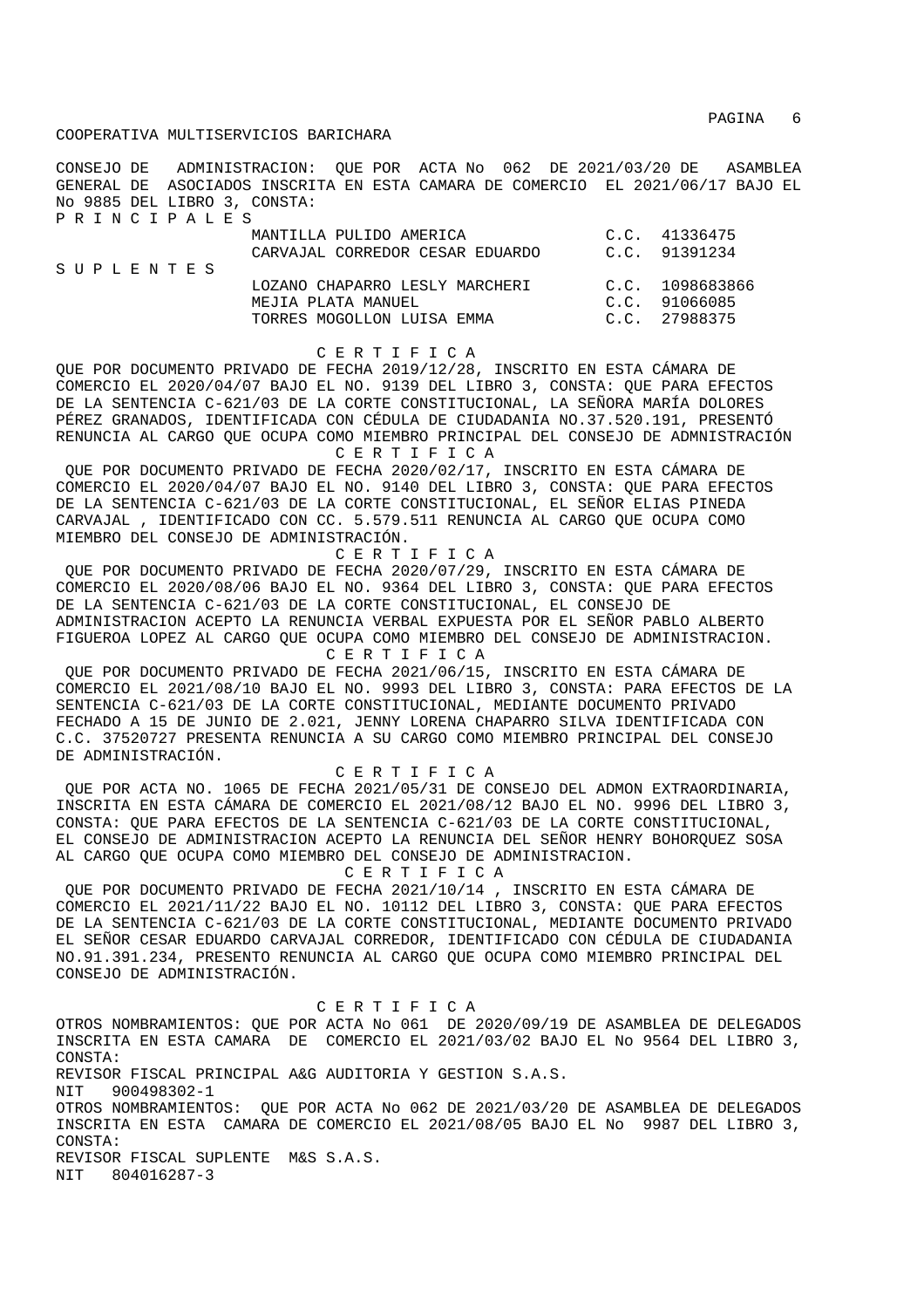COOPERATIVA MULTISERVICIOS BARICHARA

CONSEJO DE ADMINISTRACION: QUE POR ACTA No 062 DE 2021/03/20 DE ASAMBLEA GENERAL DE ASOCIADOS INSCRITA EN ESTA CAMARA DE COMERCIO EL 2021/06/17 BAJO EL No 9885 DEL LIBRO 3, CONSTA:

P R I N C I P A L E S

| | | |
|---|---|---|
| MANTILLA PULIDO AMERICA | C.C. | 41336475 |
| CARVAJAL CORREDOR CESAR EDUARDO | C.C. | 91391234 |

S U P L E N T E S

| | | |
|---|---|---|
| LOZANO CHAPARRO LESLY MARCHERI | C.C. | 1098683866 |
| MEJIA PLATA MANUEL | C.C. | 91066085 |
| TORRES MOGOLLON LUISA EMMA | C.C. | 27988375 |

C E R T I F I C A

QUE POR DOCUMENTO PRIVADO DE FECHA 2019/12/28, INSCRITO EN ESTA CÁMARA DE COMERCIO EL 2020/04/07 BAJO EL NO. 9139 DEL LIBRO 3, CONSTA: QUE PARA EFECTOS DE LA SENTENCIA C-621/03 DE LA CORTE CONSTITUCIONAL, LA SEÑORA MARÍA DOLORES PÉREZ GRANADOS, IDENTIFICADA CON CÉDULA DE CIUDADANIA NO.37.520.191, PRESENTÓ RENUNCIA AL CARGO QUE OCUPA COMO MIEMBRO PRINCIPAL DEL CONSEJO DE ADMNISTRACIÓN

C E R T I F I C A

QUE POR DOCUMENTO PRIVADO DE FECHA 2020/02/17, INSCRITO EN ESTA CÁMARA DE COMERCIO EL 2020/04/07 BAJO EL NO. 9140 DEL LIBRO 3, CONSTA: QUE PARA EFECTOS DE LA SENTENCIA C-621/03 DE LA CORTE CONSTITUCIONAL, EL SEÑOR ELIAS PINEDA CARVAJAL , IDENTIFICADO CON CC. 5.579.511 RENUNCIA AL CARGO QUE OCUPA COMO MIEMBRO DEL CONSEJO DE ADMINISTRACIÓN.

C E R T I F I C A

QUE POR DOCUMENTO PRIVADO DE FECHA 2020/07/29, INSCRITO EN ESTA CÁMARA DE COMERCIO EL 2020/08/06 BAJO EL NO. 9364 DEL LIBRO 3, CONSTA: QUE PARA EFECTOS DE LA SENTENCIA C-621/03 DE LA CORTE CONSTITUCIONAL, EL CONSEJO DE ADMINISTRACION ACEPTO LA RENUNCIA VERBAL EXPUESTA POR EL SEÑOR PABLO ALBERTO FIGUEROA LOPEZ AL CARGO QUE OCUPA COMO MIEMBRO DEL CONSEJO DE ADMINISTRACION.

C E R T I F I C A

QUE POR DOCUMENTO PRIVADO DE FECHA 2021/06/15, INSCRITO EN ESTA CÁMARA DE COMERCIO EL 2021/08/10 BAJO EL NO. 9993 DEL LIBRO 3, CONSTA: PARA EFECTOS DE LA SENTENCIA C-621/03 DE LA CORTE CONSTITUCIONAL, MEDIANTE DOCUMENTO PRIVADO FECHADO A 15 DE JUNIO DE 2.021, JENNY LORENA CHAPARRO SILVA IDENTIFICADA CON C.C. 37520727 PRESENTA RENUNCIA A SU CARGO COMO MIEMBRO PRINCIPAL DEL CONSEJO DE ADMINISTRACIÓN.

C E R T I F I C A

QUE POR ACTA NO. 1065 DE FECHA 2021/05/31 DE CONSEJO DEL ADMON EXTRAORDINARIA, INSCRITA EN ESTA CÁMARA DE COMERCIO EL 2021/08/12 BAJO EL NO. 9996 DEL LIBRO 3, CONSTA: QUE PARA EFECTOS DE LA SENTENCIA C-621/03 DE LA CORTE CONSTITUCIONAL, EL CONSEJO DE ADMINISTRACION ACEPTO LA RENUNCIA DEL SEÑOR HENRY BOHORQUEZ SOSA AL CARGO QUE OCUPA COMO MIEMBRO DEL CONSEJO DE ADMINISTRACION.

C E R T I F I C A

QUE POR DOCUMENTO PRIVADO DE FECHA 2021/10/14 , INSCRITO EN ESTA CÁMARA DE COMERCIO EL 2021/11/22 BAJO EL NO. 10112 DEL LIBRO 3, CONSTA: QUE PARA EFECTOS DE LA SENTENCIA C-621/03 DE LA CORTE CONSTITUCIONAL, MEDIANTE DOCUMENTO PRIVADO EL SEÑOR CESAR EDUARDO CARVAJAL CORREDOR, IDENTIFICADO CON CÉDULA DE CIUDADANIA NO.91.391.234, PRESENTO RENUNCIA AL CARGO QUE OCUPA COMO MIEMBRO PRINCIPAL DEL CONSEJO DE ADMINISTRACIÓN.

C E R T I F I C A

OTROS NOMBRAMIENTOS: QUE POR ACTA No 061 DE 2020/09/19 DE ASAMBLEA DE DELEGADOS INSCRITA EN ESTA CAMARA DE COMERCIO EL 2021/03/02 BAJO EL No 9564 DEL LIBRO 3, CONSTA:

REVISOR FISCAL PRINCIPAL A&G AUDITORIA Y GESTION S.A.S.
NIT 900498302-1

OTROS NOMBRAMIENTOS: QUE POR ACTA No 062 DE 2021/03/20 DE ASAMBLEA DE DELEGADOS INSCRITA EN ESTA CAMARA DE COMERCIO EL 2021/08/05 BAJO EL No 9987 DEL LIBRO 3, CONSTA:

REVISOR FISCAL SUPLENTE M&S S.A.S.
NIT 804016287-3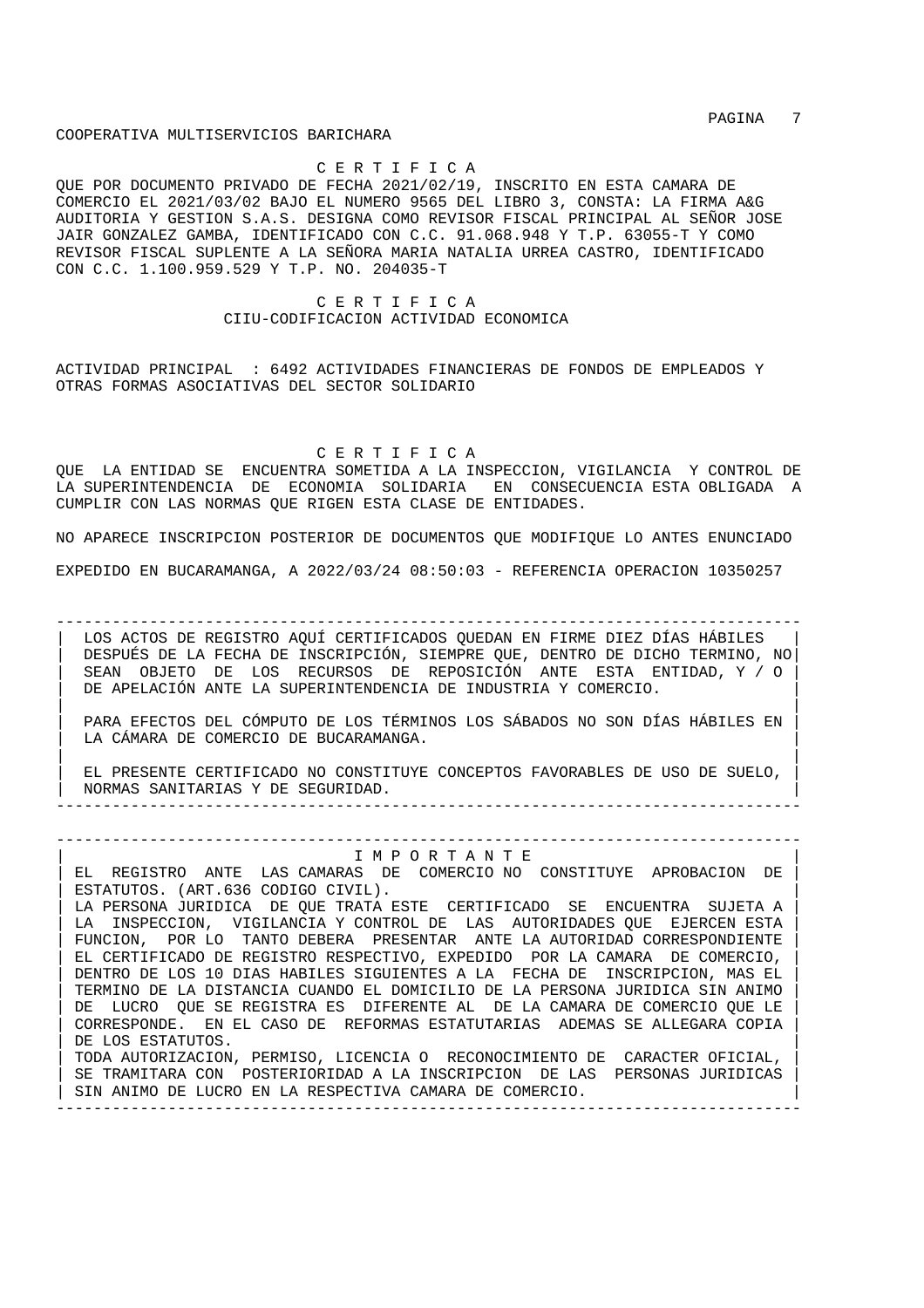COOPERATIVA MULTISERVICIOS BARICHARA

C E R T I F I C A

QUE POR DOCUMENTO PRIVADO DE FECHA 2021/02/19, INSCRITO EN ESTA CAMARA DE COMERCIO EL 2021/03/02 BAJO EL NUMERO 9565 DEL LIBRO 3, CONSTA: LA FIRMA A&G AUDITORIA Y GESTION S.A.S. DESIGNA COMO REVISOR FISCAL PRINCIPAL AL SEÑOR JOSE JAIR GONZALEZ GAMBA, IDENTIFICADO CON C.C. 91.068.948 Y T.P. 63055-T Y COMO REVISOR FISCAL SUPLENTE A LA SEÑORA MARIA NATALIA URREA CASTRO, IDENTIFICADO CON C.C. 1.100.959.529 Y T.P. NO. 204035-T

C E R T I F I C A

CIIU-CODIFICACION ACTIVIDAD ECONOMICA

ACTIVIDAD PRINCIPAL : 6492 ACTIVIDADES FINANCIERAS DE FONDOS DE EMPLEADOS Y OTRAS FORMAS ASOCIATIVAS DEL SECTOR SOLIDARIO

C E R T I F I C A

QUE LA ENTIDAD SE ENCUENTRA SOMETIDA A LA INSPECCION, VIGILANCIA Y CONTROL DE LA SUPERINTENDENCIA DE ECONOMIA SOLIDARIA EN CONSECUENCIA ESTA OBLIGADA A CUMPLIR CON LAS NORMAS QUE RIGEN ESTA CLASE DE ENTIDADES.

NO APARECE INSCRIPCION POSTERIOR DE DOCUMENTOS QUE MODIFIQUE LO ANTES ENUNCIADO

EXPEDIDO EN BUCARAMANGA, A 2022/03/24 08:50:03 - REFERENCIA OPERACION 10350257

---

LOS ACTOS DE REGISTRO AQUÍ CERTIFICADOS QUEDAN EN FIRME DIEZ DÍAS HÁBILES DESPUÉS DE LA FECHA DE INSCRIPCIÓN, SIEMPRE QUE, DENTRO DE DICHO TERMINO, NO SEAN OBJETO DE LOS RECURSOS DE REPOSICIÓN ANTE ESTA ENTIDAD, Y / O DE APELACIÓN ANTE LA SUPERINTENDENCIA DE INDUSTRIA Y COMERCIO.

PARA EFECTOS DEL CÓMPUTO DE LOS TÉRMINOS LOS SÁBADOS NO SON DÍAS HÁBILES EN LA CÁMARA DE COMERCIO DE BUCARAMANGA.

EL PRESENTE CERTIFICADO NO CONSTITUYE CONCEPTOS FAVORABLES DE USO DE SUELO, NORMAS SANITARIAS Y DE SEGURIDAD.

---

I M P O R T A N T E

EL REGISTRO ANTE LAS CAMARAS DE COMERCIO NO CONSTITUYE APROBACION DE ESTATUTOS. (ART.636 CODIGO CIVIL).

LA PERSONA JURIDICA DE QUE TRATA ESTE CERTIFICADO SE ENCUENTRA SUJETA A LA INSPECCION, VIGILANCIA Y CONTROL DE LAS AUTORIDADES QUE EJERCEN ESTA FUNCION, POR LO TANTO DEBERA PRESENTAR ANTE LA AUTORIDAD CORRESPONDIENTE EL CERTIFICADO DE REGISTRO RESPECTIVO, EXPEDIDO POR LA CAMARA DE COMERCIO, DENTRO DE LOS 10 DIAS HABILES SIGUIENTES A LA FECHA DE INSCRIPCION, MAS EL TERMINO DE LA DISTANCIA CUANDO EL DOMICILIO DE LA PERSONA JURIDICA SIN ANIMO DE LUCRO QUE SE REGISTRA ES DIFERENTE AL DE LA CAMARA DE COMERCIO QUE LE CORRESPONDE. EN EL CASO DE REFORMAS ESTATUTARIAS ADEMAS SE ALLEGARA COPIA DE LOS ESTATUTOS.

TODA AUTORIZACION, PERMISO, LICENCIA O RECONOCIMIENTO DE CARACTER OFICIAL, SE TRAMITARA CON POSTERIORIDAD A LA INSCRIPCION DE LAS PERSONAS JURIDICAS SIN ANIMO DE LUCRO EN LA RESPECTIVA CAMARA DE COMERCIO.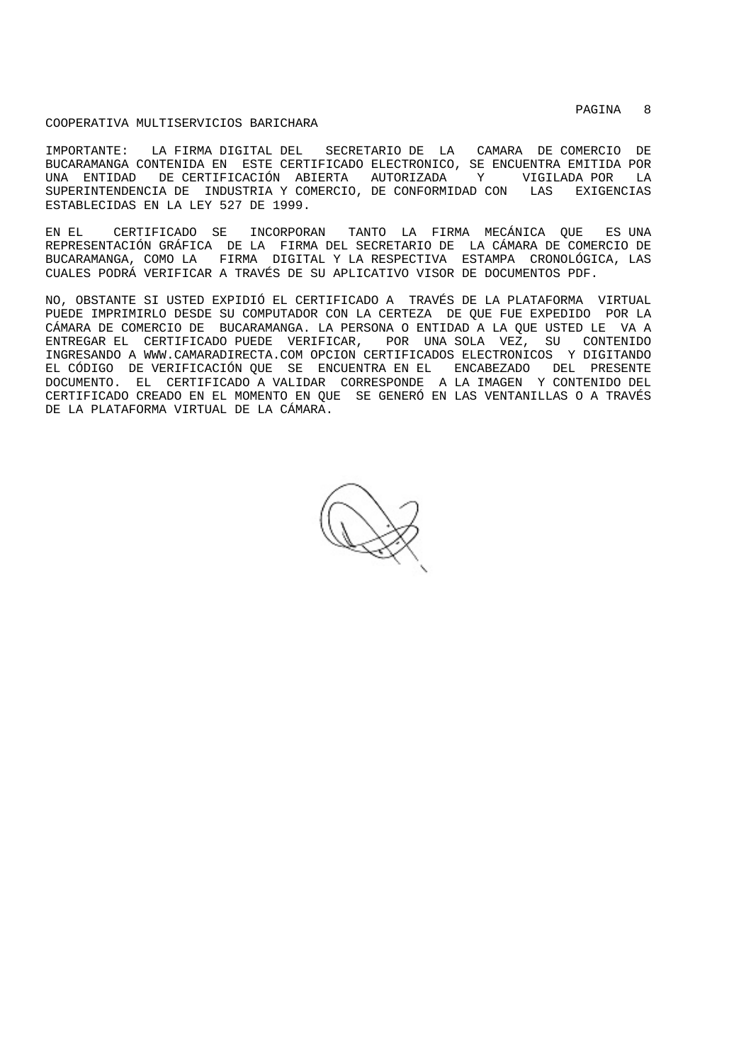COOPERATIVA MULTISERVICIOS BARICHARA

IMPORTANTE: LA FIRMA DIGITAL DEL SECRETARIO DE LA CAMARA DE COMERCIO DE BUCARAMANGA CONTENIDA EN ESTE CERTIFICADO ELECTRONICO, SE ENCUENTRA EMITIDA POR UNA ENTIDAD DE CERTIFICACIÓN ABIERTA AUTORIZADA Y VIGILADA POR LA SUPERINTENDENCIA DE INDUSTRIA Y COMERCIO, DE CONFORMIDAD CON LAS EXIGENCIAS ESTABLECIDAS EN LA LEY 527 DE 1999.

EN EL CERTIFICADO SE INCORPORAN TANTO LA FIRMA MECÁNICA QUE ES UNA REPRESENTACIÓN GRÁFICA DE LA FIRMA DEL SECRETARIO DE LA CÁMARA DE COMERCIO DE BUCARAMANGA, COMO LA FIRMA DIGITAL Y LA RESPECTIVA ESTAMPA CRONOLÓGICA, LAS CUALES PODRÁ VERIFICAR A TRAVÉS DE SU APLICATIVO VISOR DE DOCUMENTOS PDF.

NO, OBSTANTE SI USTED EXPIDIÓ EL CERTIFICADO A TRAVÉS DE LA PLATAFORMA VIRTUAL PUEDE IMPRIMIRLO DESDE SU COMPUTADOR CON LA CERTEZA DE QUE FUE EXPEDIDO POR LA CÁMARA DE COMERCIO DE BUCARAMANGA. LA PERSONA O ENTIDAD A LA QUE USTED LE VA A ENTREGAR EL CERTIFICADO PUEDE VERIFICAR, POR UNA SOLA VEZ, SU CONTENIDO INGRESANDO A WWW.CAMARADIRECTA.COM OPCION CERTIFICADOS ELECTRONICOS Y DIGITANDO EL CÓDIGO DE VERIFICACIÓN QUE SE ENCUENTRA EN EL ENCABEZADO DEL PRESENTE DOCUMENTO. EL CERTIFICADO A VALIDAR CORRESPONDE A LA IMAGEN Y CONTENIDO DEL CERTIFICADO CREADO EN EL MOMENTO EN QUE SE GENERÓ EN LAS VENTANILLAS O A TRAVÉS DE LA PLATAFORMA VIRTUAL DE LA CÁMARA.